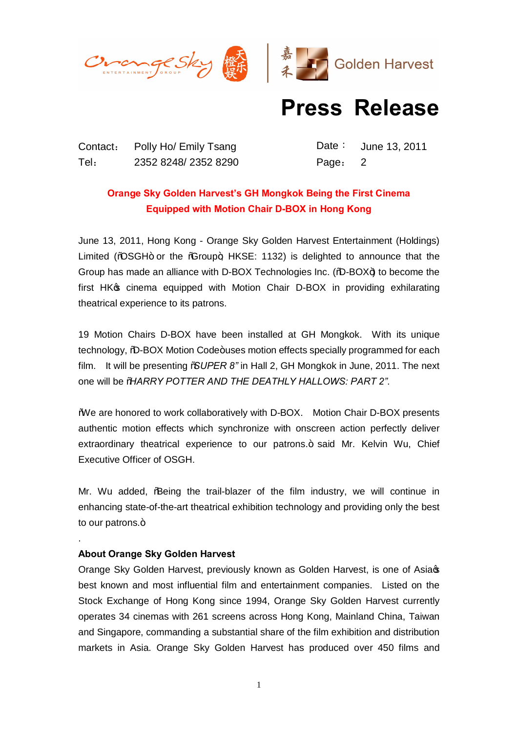# Press Release

Contact: Polly Ho/ Emily Tsang
Tel: 2352 8248/ 2352 8290

Date: June 13, 2011
Page: 2

**Orange Sky Golden Harvest's GH Mongkok Being the First Cinema Equipped with Motion Chair D-BOX in Hong Kong**

June 13, 2011, Hong Kong - Orange Sky Golden Harvest Entertainment (Holdings) Limited ("OSGH" or the "Group", HKSE: 1132) is delighted to announce that the Group has made an alliance with D-BOX Technologies Inc. ("D-BOX") to become the first HK's cinema equipped with Motion Chair D-BOX in providing exhilarating theatrical experience to its patrons.

19 Motion Chairs D-BOX have been installed at GH Mongkok. With its unique technology, "D-BOX Motion Code" uses motion effects specially programmed for each film. It will be presenting "*SUPER 8*" in Hall 2, GH Mongkok in June, 2011. The next one will be "*HARRY POTTER AND THE DEATHLY HALLOWS: PART 2*".

"We are honored to work collaboratively with D-BOX. Motion Chair D-BOX presents authentic motion effects which synchronize with onscreen action perfectly deliver extraordinary theatrical experience to our patrons." said Mr. Kelvin Wu, Chief Executive Officer of OSGH.

Mr. Wu added, "Being the trail-blazer of the film industry, we will continue in enhancing state-of-the-art theatrical exhibition technology and providing only the best to our patrons."

.

**About Orange Sky Golden Harvest**

Orange Sky Golden Harvest, previously known as Golden Harvest, is one of Asia's best known and most influential film and entertainment companies. Listed on the Stock Exchange of Hong Kong since 1994, Orange Sky Golden Harvest currently operates 34 cinemas with 261 screens across Hong Kong, Mainland China, Taiwan and Singapore, commanding a substantial share of the film exhibition and distribution markets in Asia. Orange Sky Golden Harvest has produced over 450 films and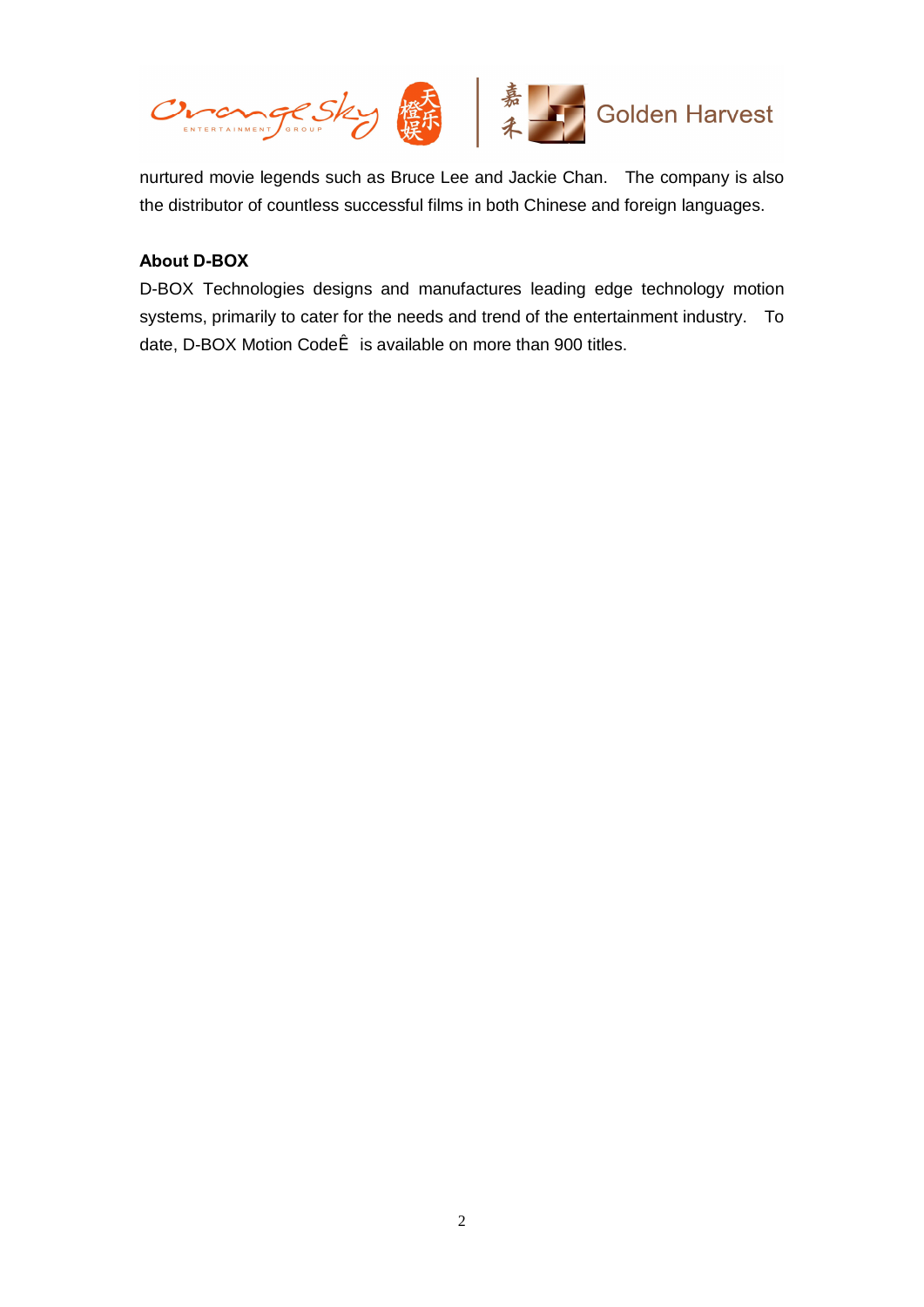nurtured movie legends such as Bruce Lee and Jackie Chan. The company is also the distributor of countless successful films in both Chinese and foreign languages.

**About D-BOX**

D-BOX Technologies designs and manufactures leading edge technology motion systems, primarily to cater for the needs and trend of the entertainment industry. To date, D-BOX Motion CodeÊ is available on more than 900 titles.